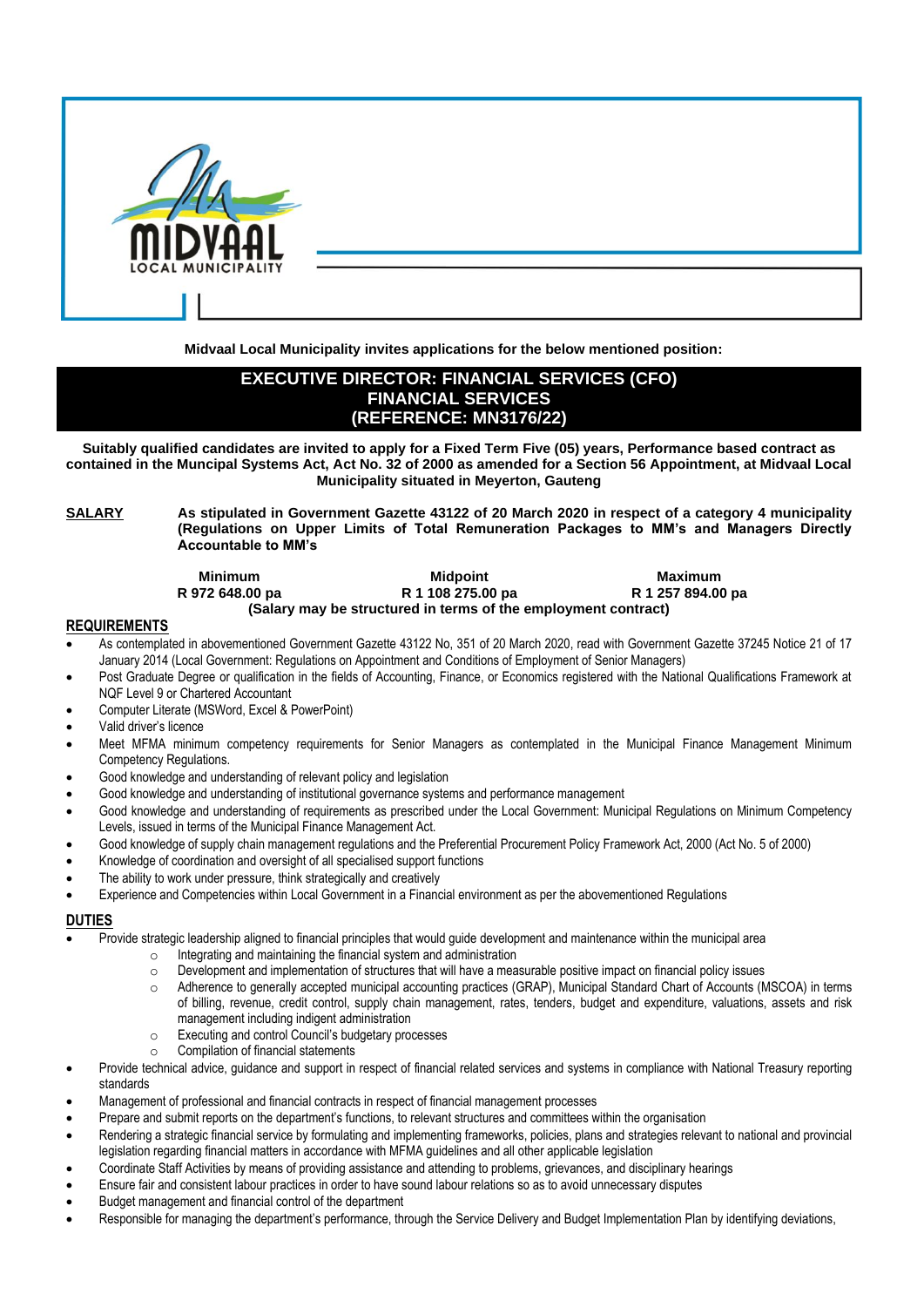Midvaal Local Municipality invites applications for the below mentioned position:

# EXECUTIVE DIRECTOR: FINANCIAL SERVICES (CFO)
## FINANCIAL SERVICES
## (REFERENCE: MN3176/22)

**Suitably qualified candidates are invited to apply for a Fixed Term Five (05) years, Performance based contract as contained in the Muncipal Systems Act, Act No. 32 of 2000 as amended for a Section 56 Appointment, at Midvaal Local Municipality situated in Meyerton, Gauteng**

**SALARY** **As stipulated in Government Gazette 43122 of 20 March 2020 in respect of a category 4 municipality (Regulations on Upper Limits of Total Remuneration Packages to MM's and Managers Directly Accountable to MM's**

| Minimum | Midpoint | Maximum |
|---|---|---|
| R 972 648.00 pa | R 1 108 275.00 pa | R 1 257 894.00 pa |

**(Salary may be structured in terms of the employment contract)**

**REQUIREMENTS**

- As contemplated in abovementioned Government Gazette 43122 No, 351 of 20 March 2020, read with Government Gazette 37245 Notice 21 of 17 January 2014 (Local Government: Regulations on Appointment and Conditions of Employment of Senior Managers)
- Post Graduate Degree or qualification in the fields of Accounting, Finance, or Economics registered with the National Qualifications Framework at NQF Level 9 or Chartered Accountant
- Computer Literate (MSWord, Excel & PowerPoint)
- Valid driver's licence
- Meet MFMA minimum competency requirements for Senior Managers as contemplated in the Municipal Finance Management Minimum Competency Regulations.
- Good knowledge and understanding of relevant policy and legislation
- Good knowledge and understanding of institutional governance systems and performance management
- Good knowledge and understanding of requirements as prescribed under the Local Government: Municipal Regulations on Minimum Competency Levels, issued in terms of the Municipal Finance Management Act.
- Good knowledge of supply chain management regulations and the Preferential Procurement Policy Framework Act, 2000 (Act No. 5 of 2000)
- Knowledge of coordination and oversight of all specialised support functions
- The ability to work under pressure, think strategically and creatively
- Experience and Competencies within Local Government in a Financial environment as per the abovementioned Regulations

**DUTIES**

- Provide strategic leadership aligned to financial principles that would guide development and maintenance within the municipal area
  - Integrating and maintaining the financial system and administration
  - Development and implementation of structures that will have a measurable positive impact on financial policy issues
  - Adherence to generally accepted municipal accounting practices (GRAP), Municipal Standard Chart of Accounts (MSCOA) in terms of billing, revenue, credit control, supply chain management, rates, tenders, budget and expenditure, valuations, assets and risk management including indigent administration
  - Executing and control Council's budgetary processes
  - Compilation of financial statements
- Provide technical advice, guidance and support in respect of financial related services and systems in compliance with National Treasury reporting standards
- Management of professional and financial contracts in respect of financial management processes
- Prepare and submit reports on the department's functions, to relevant structures and committees within the organisation
- Rendering a strategic financial service by formulating and implementing frameworks, policies, plans and strategies relevant to national and provincial legislation regarding financial matters in accordance with MFMA guidelines and all other applicable legislation
- Coordinate Staff Activities by means of providing assistance and attending to problems, grievances, and disciplinary hearings
- Ensure fair and consistent labour practices in order to have sound labour relations so as to avoid unnecessary disputes
- Budget management and financial control of the department
- Responsible for managing the department's performance, through the Service Delivery and Budget Implementation Plan by identifying deviations,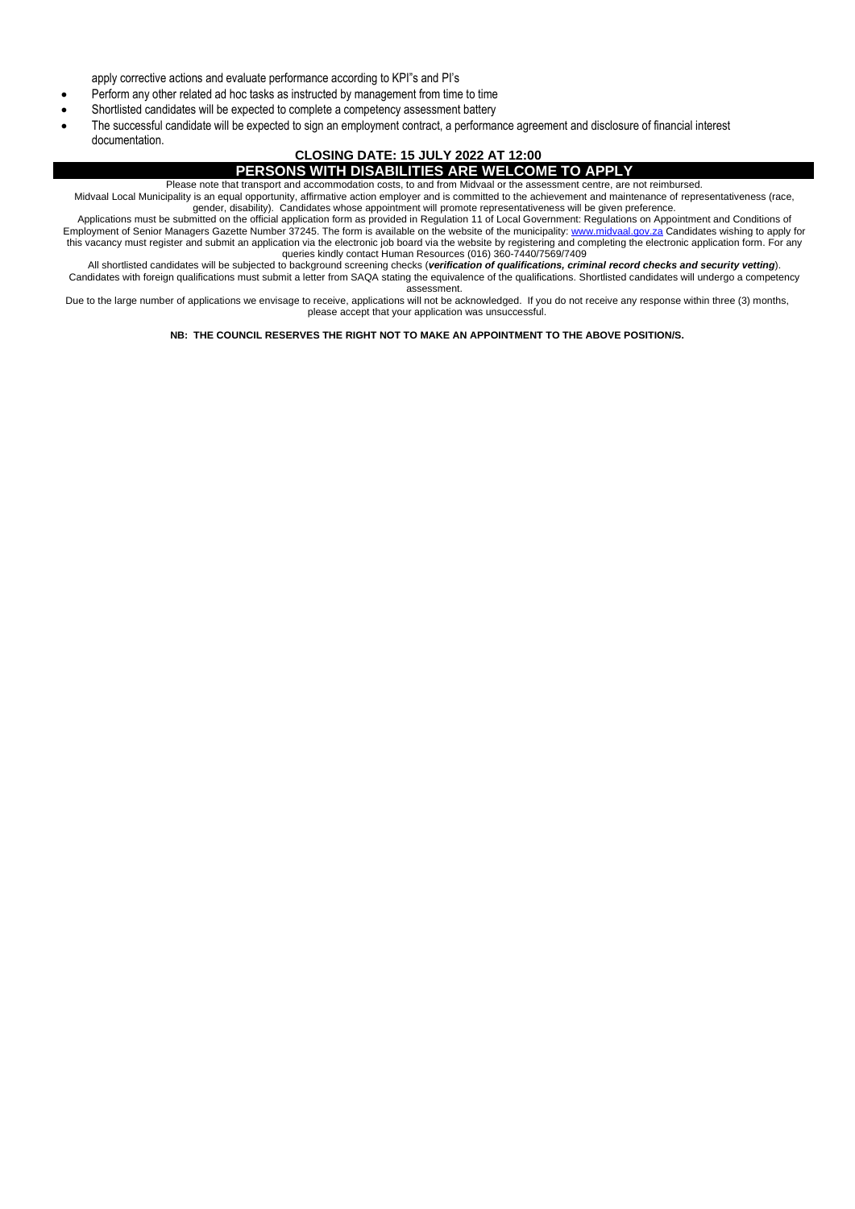apply corrective actions and evaluate performance according to KPI"s and PI's

- Perform any other related ad hoc tasks as instructed by management from time to time
- Shortlisted candidates will be expected to complete a competency assessment battery
- The successful candidate will be expected to sign an employment contract, a performance agreement and disclosure of financial interest documentation.

**CLOSING DATE: 15 JULY 2022 AT 12:00**

**PERSONS WITH DISABILITIES ARE WELCOME TO APPLY**

Please note that transport and accommodation costs, to and from Midvaal or the assessment centre, are not reimbursed.

Midvaal Local Municipality is an equal opportunity, affirmative action employer and is committed to the achievement and maintenance of representativeness (race, gender, disability). Candidates whose appointment will promote representativeness will be given preference.

Applications must be submitted on the official application form as provided in Regulation 11 of Local Government: Regulations on Appointment and Conditions of Employment of Senior Managers Gazette Number 37245. The form is available on the website of the municipality: www.midvaal.gov.za Candidates wishing to apply for this vacancy must register and submit an application via the electronic job board via the website by registering and completing the electronic application form. For any queries kindly contact Human Resources (016) 360-7440/7569/7409

All shortlisted candidates will be subjected to background screening checks (***verification of qualifications, criminal record checks and security vetting***). Candidates with foreign qualifications must submit a letter from SAQA stating the equivalence of the qualifications. Shortlisted candidates will undergo a competency assessment.

Due to the large number of applications we envisage to receive, applications will not be acknowledged. If you do not receive any response within three (3) months, please accept that your application was unsuccessful.

**NB: THE COUNCIL RESERVES THE RIGHT NOT TO MAKE AN APPOINTMENT TO THE ABOVE POSITION/S.**